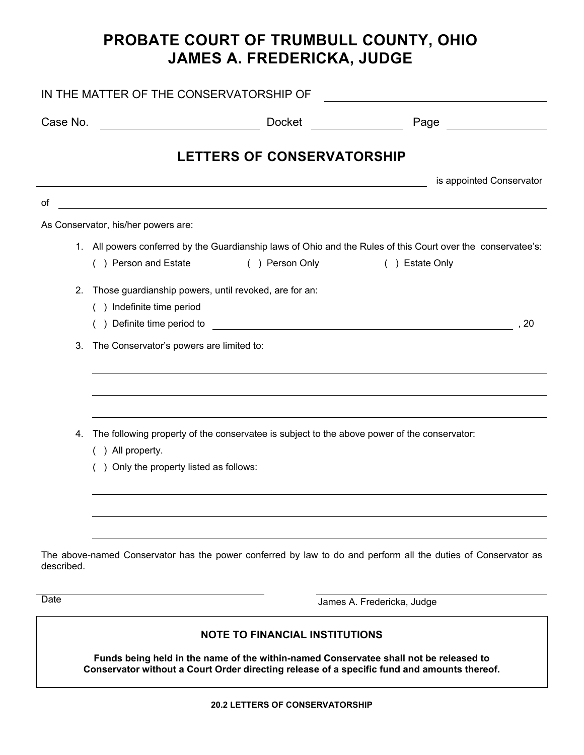# PROBATE COURT OF TRUMBULL COUNTY, OHIO
# JAMES A. FREDERICKA, JUDGE

IN THE MATTER OF THE CONSERVATORSHIP OF ______________________________

Case No. ______________________ Docket ______________ Page ______________

## LETTERS OF CONSERVATORSHIP

______________________________________________________________ is appointed Conservator

of ______________________________________________________________

As Conservator, his/her powers are:

1. All powers conferred by the Guardianship laws of Ohio and the Rules of this Court over the conservatee's:
   ( ) Person and Estate ( ) Person Only ( ) Estate Only

2. Those guardianship powers, until revoked, are for an:
   ( ) Indefinite time period
   ( ) Definite time period to ______________________________________________, 20

3. The Conservator's powers are limited to:

   ______________________________________________________________

   ______________________________________________________________

   ______________________________________________________________

4. The following property of the conservatee is subject to the above power of the conservator:
   ( ) All property.
   ( ) Only the property listed as follows:

   ______________________________________________________________

   ______________________________________________________________

   ______________________________________________________________

The above-named Conservator has the power conferred by law to do and perform all the duties of Conservator as described.

______________________________ ______________________________
Date James A. Fredericka, Judge

---

**NOTE TO FINANCIAL INSTITUTIONS**

**Funds being held in the name of the within-named Conservatee shall not be released to Conservator without a Court Order directing release of a specific fund and amounts thereof.**

---

**20.2 LETTERS OF CONSERVATORSHIP**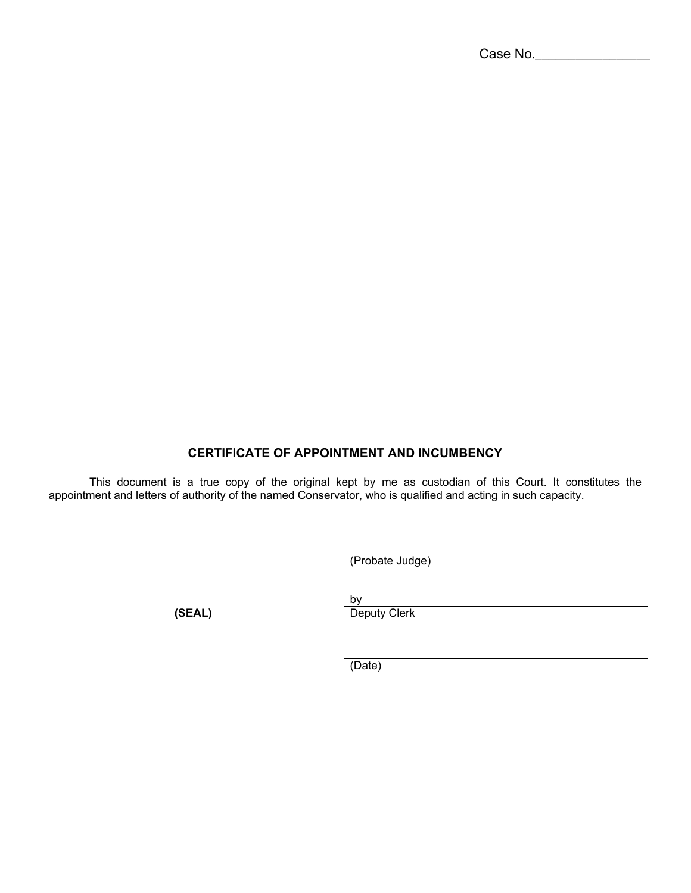Case No.________________

## CERTIFICATE OF APPOINTMENT AND INCUMBENCY

This document is a true copy of the original kept by me as custodian of this Court. It constitutes the appointment and letters of authority of the named Conservator, who is qualified and acting in such capacity.

______________________________
(Probate Judge)

by ______________________________
Deputy Clerk

**(SEAL)**

______________________________
(Date)